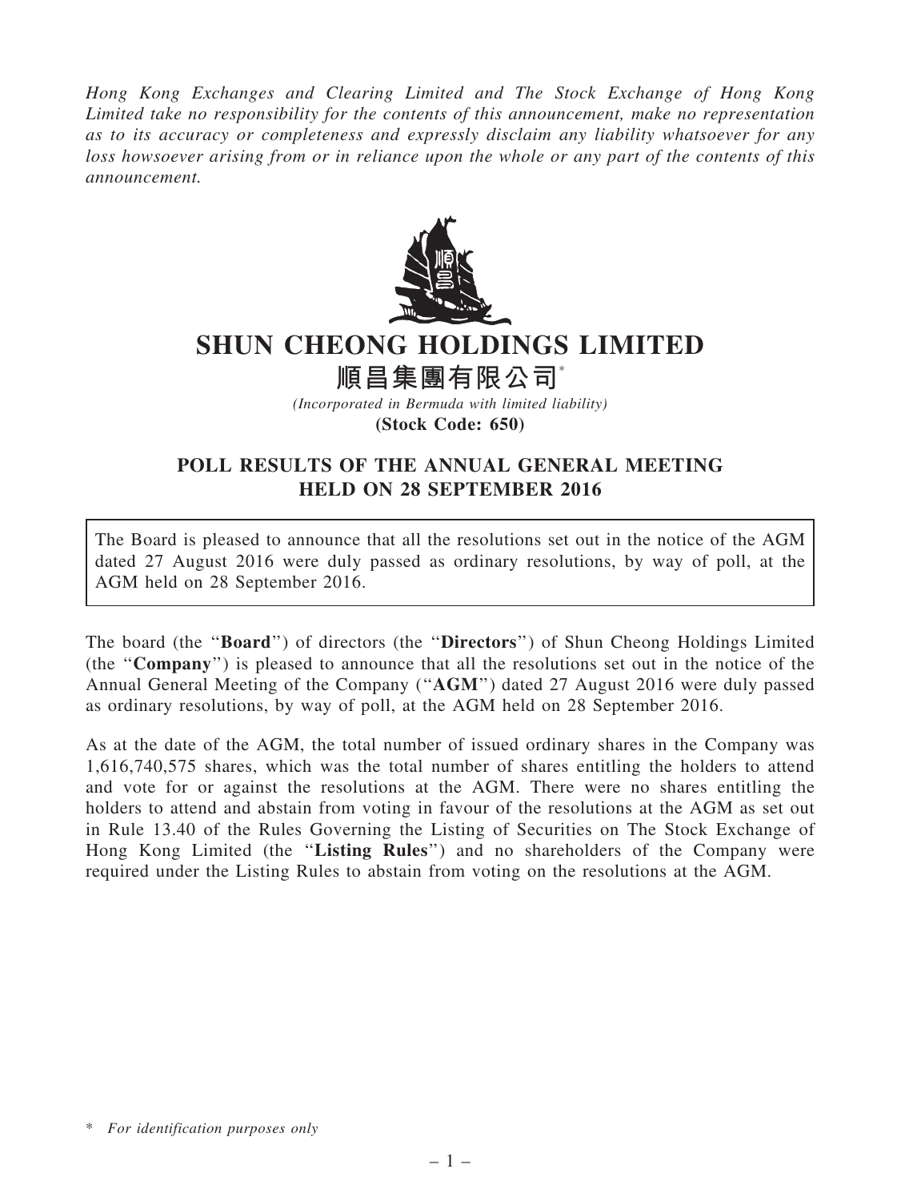*Hong Kong Exchanges and Clearing Limited and The Stock Exchange of Hong Kong Limited take no responsibility for the contents of this announcement, make no representation as to its accuracy or completeness and expressly disclaim any liability whatsoever for any loss howsoever arising from or in reliance upon the whole or any part of the contents of this announcement.*

# SHUN CHEONG HOLDINGS LIMITED

# 順昌集團有限公司*

*(Incorporated in Bermuda with limited liability)*

**(Stock Code: 650)**

## POLL RESULTS OF THE ANNUAL GENERAL MEETING HELD ON 28 SEPTEMBER 2016

The Board is pleased to announce that all the resolutions set out in the notice of the AGM dated 27 August 2016 were duly passed as ordinary resolutions, by way of poll, at the AGM held on 28 September 2016.

The board (the "**Board**") of directors (the "**Directors**") of Shun Cheong Holdings Limited (the "**Company**") is pleased to announce that all the resolutions set out in the notice of the Annual General Meeting of the Company ("**AGM**") dated 27 August 2016 were duly passed as ordinary resolutions, by way of poll, at the AGM held on 28 September 2016.

As at the date of the AGM, the total number of issued ordinary shares in the Company was 1,616,740,575 shares, which was the total number of shares entitling the holders to attend and vote for or against the resolutions at the AGM. There were no shares entitling the holders to attend and abstain from voting in favour of the resolutions at the AGM as set out in Rule 13.40 of the Rules Governing the Listing of Securities on The Stock Exchange of Hong Kong Limited (the "**Listing Rules**") and no shareholders of the Company were required under the Listing Rules to abstain from voting on the resolutions at the AGM.

\* *For identification purposes only*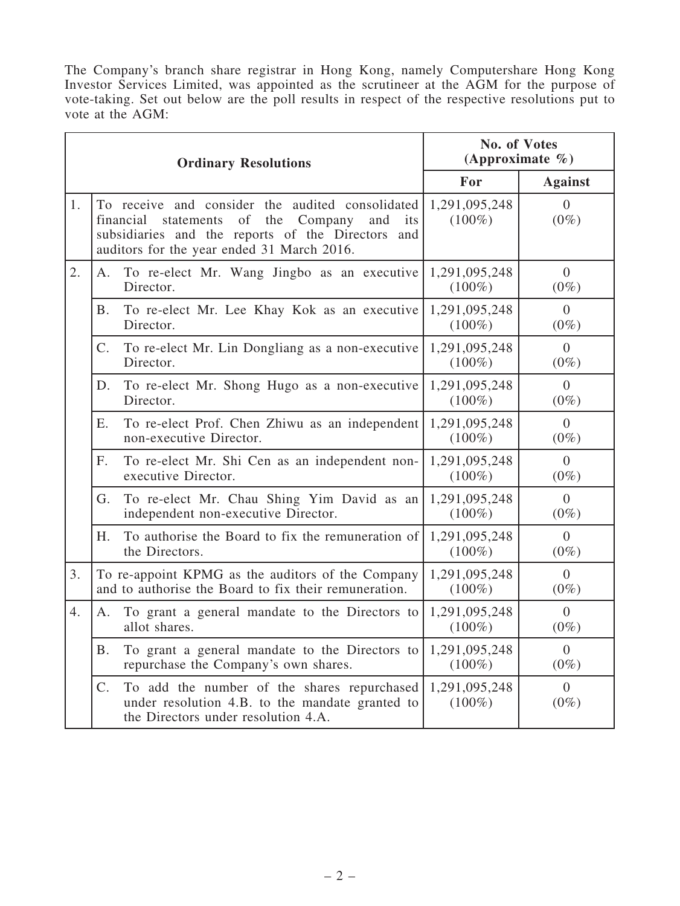The Company's branch share registrar in Hong Kong, namely Computershare Hong Kong Investor Services Limited, was appointed as the scrutineer at the AGM for the purpose of vote-taking. Set out below are the poll results in respect of the respective resolutions put to vote at the AGM:

| **Ordinary Resolutions** | | **No. of Votes (Approximate %)** | |
|---|---|---|---|
| | | **For** | **Against** |
| 1. | To receive and consider the audited consolidated financial statements of the Company and its subsidiaries and the reports of the Directors and auditors for the year ended 31 March 2016. | 1,291,095,248 (100%) | 0 (0%) |
| 2. | A. To re-elect Mr. Wang Jingbo as an executive Director. | 1,291,095,248 (100%) | 0 (0%) |
| | B. To re-elect Mr. Lee Khay Kok as an executive Director. | 1,291,095,248 (100%) | 0 (0%) |
| | C. To re-elect Mr. Lin Dongliang as a non-executive Director. | 1,291,095,248 (100%) | 0 (0%) |
| | D. To re-elect Mr. Shong Hugo as a non-executive Director. | 1,291,095,248 (100%) | 0 (0%) |
| | E. To re-elect Prof. Chen Zhiwu as an independent non-executive Director. | 1,291,095,248 (100%) | 0 (0%) |
| | F. To re-elect Mr. Shi Cen as an independent non-executive Director. | 1,291,095,248 (100%) | 0 (0%) |
| | G. To re-elect Mr. Chau Shing Yim David as an independent non-executive Director. | 1,291,095,248 (100%) | 0 (0%) |
| | H. To authorise the Board to fix the remuneration of the Directors. | 1,291,095,248 (100%) | 0 (0%) |
| 3. | To re-appoint KPMG as the auditors of the Company and to authorise the Board to fix their remuneration. | 1,291,095,248 (100%) | 0 (0%) |
| 4. | A. To grant a general mandate to the Directors to allot shares. | 1,291,095,248 (100%) | 0 (0%) |
| | B. To grant a general mandate to the Directors to repurchase the Company's own shares. | 1,291,095,248 (100%) | 0 (0%) |
| | C. To add the number of the shares repurchased under resolution 4.B. to the mandate granted to the Directors under resolution 4.A. | 1,291,095,248 (100%) | 0 (0%) |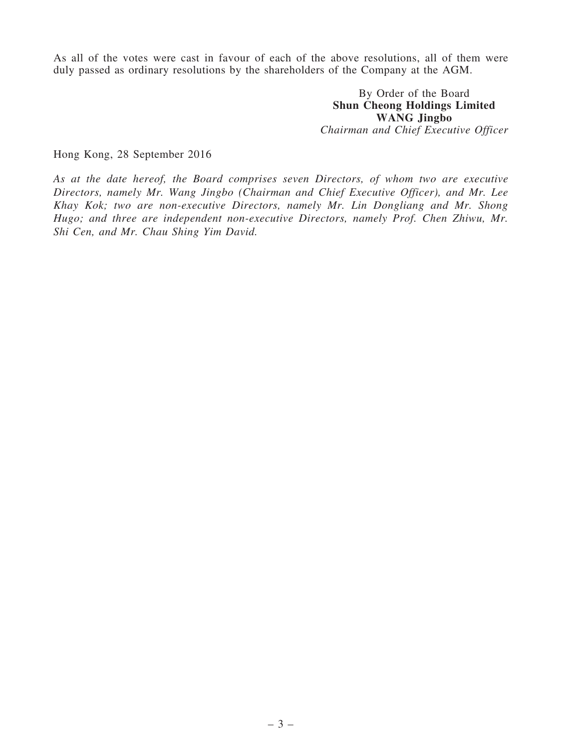As all of the votes were cast in favour of each of the above resolutions, all of them were duly passed as ordinary resolutions by the shareholders of the Company at the AGM.

By Order of the Board
**Shun Cheong Holdings Limited**
**WANG Jingbo**
*Chairman and Chief Executive Officer*

Hong Kong, 28 September 2016

*As at the date hereof, the Board comprises seven Directors, of whom two are executive Directors, namely Mr. Wang Jingbo (Chairman and Chief Executive Officer), and Mr. Lee Khay Kok; two are non-executive Directors, namely Mr. Lin Dongliang and Mr. Shong Hugo; and three are independent non-executive Directors, namely Prof. Chen Zhiwu, Mr. Shi Cen, and Mr. Chau Shing Yim David.*